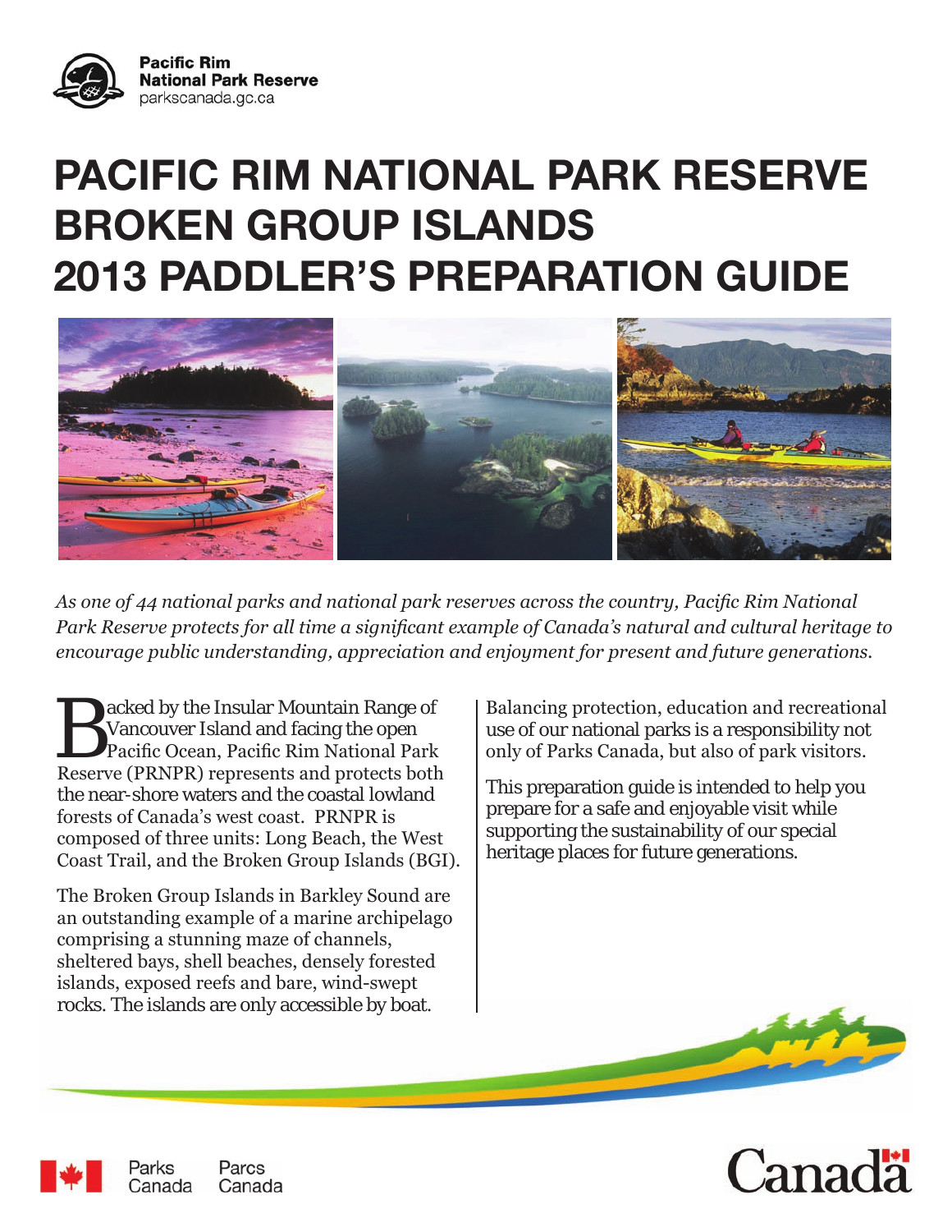Pacific Rim National Park Reserve
parkscanada.gc.ca

# PACIFIC RIM NATIONAL PARK RESERVE BROKEN GROUP ISLANDS 2013 PADDLER'S PREPARATION GUIDE

*As one of 44 national parks and national park reserves across the country, Pacific Rim National Park Reserve protects for all time a significant example of Canada's natural and cultural heritage to encourage public understanding, appreciation and enjoyment for present and future generations.*

Backed by the Insular Mountain Range of Vancouver Island and facing the open Pacific Ocean, Pacific Rim National Park Reserve (PRNPR) represents and protects both the near-shore waters and the coastal lowland forests of Canada's west coast. PRNPR is composed of three units: Long Beach, the West Coast Trail, and the Broken Group Islands (BGI).

The Broken Group Islands in Barkley Sound are an outstanding example of a marine archipelago comprising a stunning maze of channels, sheltered bays, shell beaches, densely forested islands, exposed reefs and bare, wind-swept rocks. The islands are only accessible by boat.

Balancing protection, education and recreational use of our national parks is a responsibility not only of Parks Canada, but also of park visitors.

This preparation guide is intended to help you prepare for a safe and enjoyable visit while supporting the sustainability of our special heritage places for future generations.

Parks Canada Parcs Canada

Canada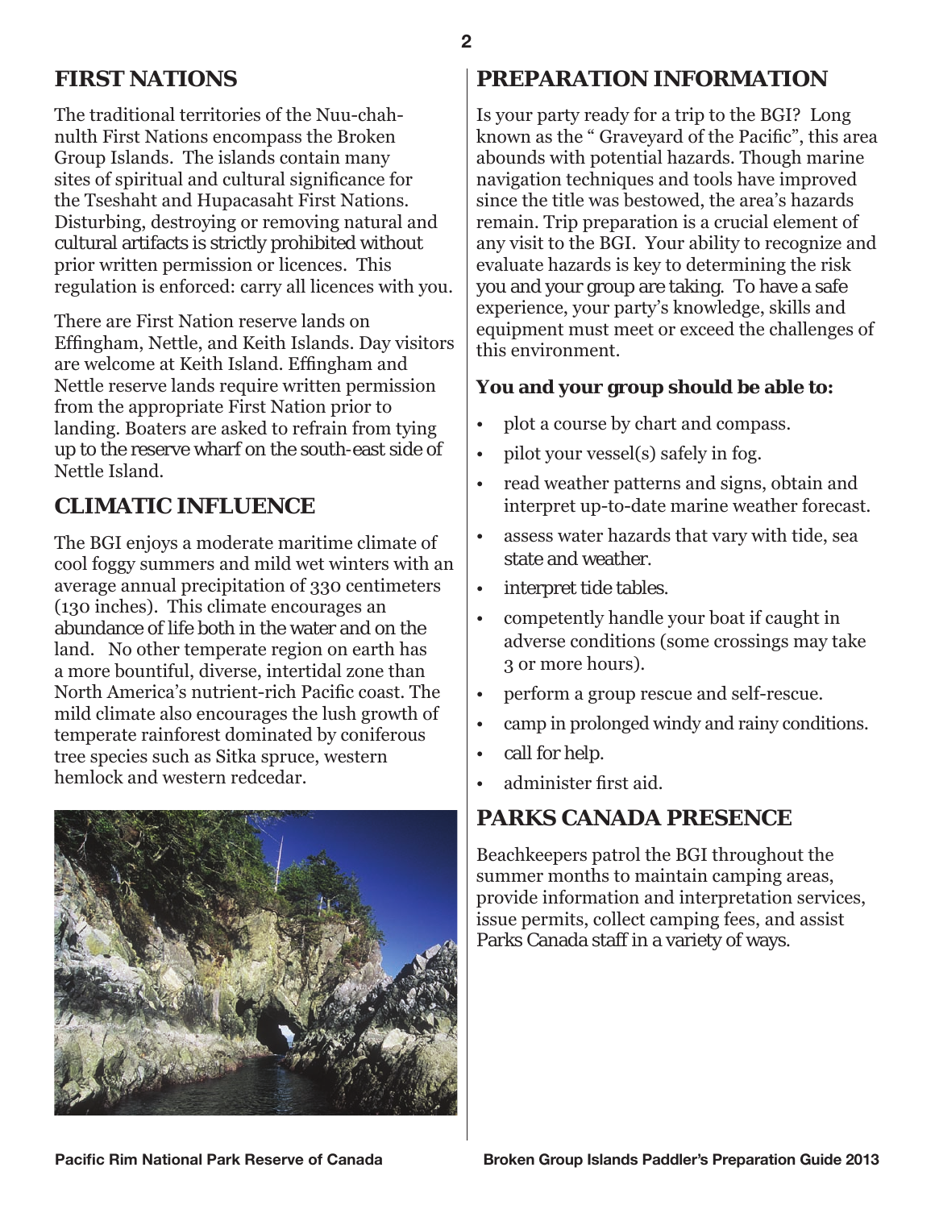## FIRST NATIONS

The traditional territories of the Nuu-chah-nulth First Nations encompass the Broken Group Islands. The islands contain many sites of spiritual and cultural significance for the Tseshaht and Hupacasaht First Nations. Disturbing, destroying or removing natural and cultural artifacts is strictly prohibited without prior written permission or licences. This regulation is enforced: carry all licences with you.

There are First Nation reserve lands on Effingham, Nettle, and Keith Islands. Day visitors are welcome at Keith Island. Effingham and Nettle reserve lands require written permission from the appropriate First Nation prior to landing. Boaters are asked to refrain from tying up to the reserve wharf on the south-east side of Nettle Island.

## CLIMATIC INFLUENCE

The BGI enjoys a moderate maritime climate of cool foggy summers and mild wet winters with an average annual precipitation of 330 centimeters (130 inches). This climate encourages an abundance of life both in the water and on the land. No other temperate region on earth has a more bountiful, diverse, intertidal zone than North America's nutrient-rich Pacific coast. The mild climate also encourages the lush growth of temperate rainforest dominated by coniferous tree species such as Sitka spruce, western hemlock and western redcedar.

## PREPARATION INFORMATION

Is your party ready for a trip to the BGI? Long known as the " Graveyard of the Pacific", this area abounds with potential hazards. Though marine navigation techniques and tools have improved since the title was bestowed, the area's hazards remain. Trip preparation is a crucial element of any visit to the BGI. Your ability to recognize and evaluate hazards is key to determining the risk you and your group are taking. To have a safe experience, your party's knowledge, skills and equipment must meet or exceed the challenges of this environment.

**You and your group should be able to:**

- plot a course by chart and compass.
- pilot your vessel(s) safely in fog.
- read weather patterns and signs, obtain and interpret up-to-date marine weather forecast.
- assess water hazards that vary with tide, sea state and weather.
- interpret tide tables.
- competently handle your boat if caught in adverse conditions (some crossings may take 3 or more hours).
- perform a group rescue and self-rescue.
- camp in prolonged windy and rainy conditions.
- call for help.
- administer first aid.

## PARKS CANADA PRESENCE

Beachkeepers patrol the BGI throughout the summer months to maintain camping areas, provide information and interpretation services, issue permits, collect camping fees, and assist Parks Canada staff in a variety of ways.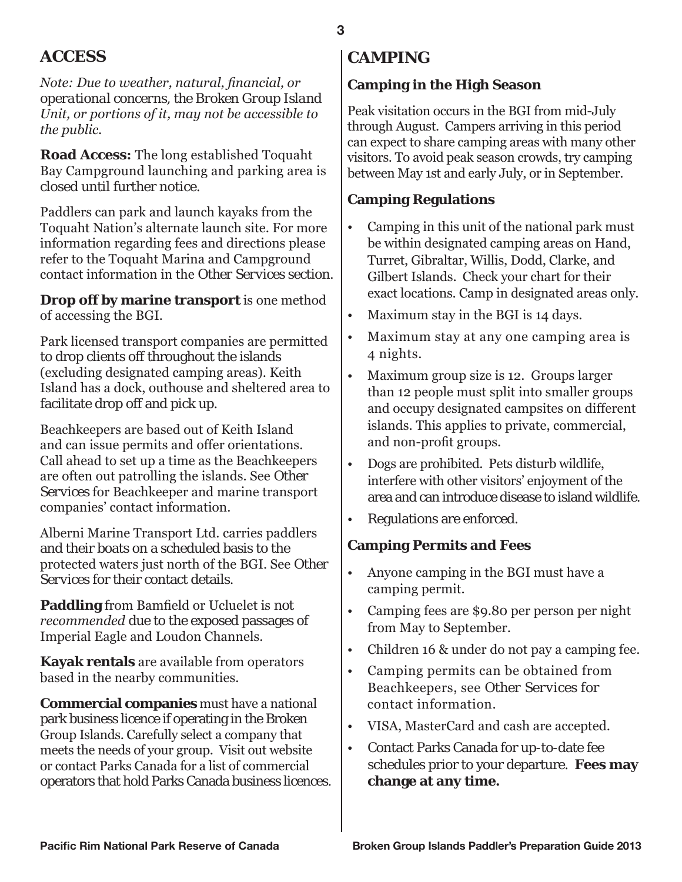## ACCESS

*Note: Due to weather, natural, financial, or operational concerns, the Broken Group Island Unit, or portions of it, may not be accessible to the public.*

**Road Access:** The long established Toquaht Bay Campground launching and parking area is closed until further notice.

Paddlers can park and launch kayaks from the Toquaht Nation's alternate launch site. For more information regarding fees and directions please refer to the Toquaht Marina and Campground contact information in the Other Services section.

**Drop off by marine transport** is one method of accessing the BGI.

Park licensed transport companies are permitted to drop clients off throughout the islands (excluding designated camping areas). Keith Island has a dock, outhouse and sheltered area to facilitate drop off and pick up.

Beachkeepers are based out of Keith Island and can issue permits and offer orientations. Call ahead to set up a time as the Beachkeepers are often out patrolling the islands. See Other Services for Beachkeeper and marine transport companies' contact information.

Alberni Marine Transport Ltd. carries paddlers and their boats on a scheduled basis to the protected waters just north of the BGI. See Other Services for their contact details.

**Paddling** from Bamfield or Ucluelet is not *recommended* due to the exposed passages of Imperial Eagle and Loudon Channels.

**Kayak rentals** are available from operators based in the nearby communities.

**Commercial companies** must have a national park business licence if operating in the Broken Group Islands. Carefully select a company that meets the needs of your group. Visit out website or contact Parks Canada for a list of commercial operators that hold Parks Canada business licences.

## CAMPING

### Camping in the High Season

Peak visitation occurs in the BGI from mid-July through August. Campers arriving in this period can expect to share camping areas with many other visitors. To avoid peak season crowds, try camping between May 1st and early July, or in September.

### Camping Regulations

- Camping in this unit of the national park must be within designated camping areas on Hand, Turret, Gibraltar, Willis, Dodd, Clarke, and Gilbert Islands. Check your chart for their exact locations. Camp in designated areas only.
- Maximum stay in the BGI is 14 days.
- Maximum stay at any one camping area is 4 nights.
- Maximum group size is 12. Groups larger than 12 people must split into smaller groups and occupy designated campsites on different islands. This applies to private, commercial, and non-profit groups.
- Dogs are prohibited. Pets disturb wildlife, interfere with other visitors' enjoyment of the area and can introduce disease to island wildlife.
- Regulations are enforced.

### Camping Permits and Fees

- Anyone camping in the BGI must have a camping permit.
- Camping fees are $9.80 per person per night from May to September.
- Children 16 & under do not pay a camping fee.
- Camping permits can be obtained from Beachkeepers, see Other Services for contact information.
- VISA, MasterCard and cash are accepted.
- Contact Parks Canada for up-to-date fee schedules prior to your departure. **Fees may change at any time.**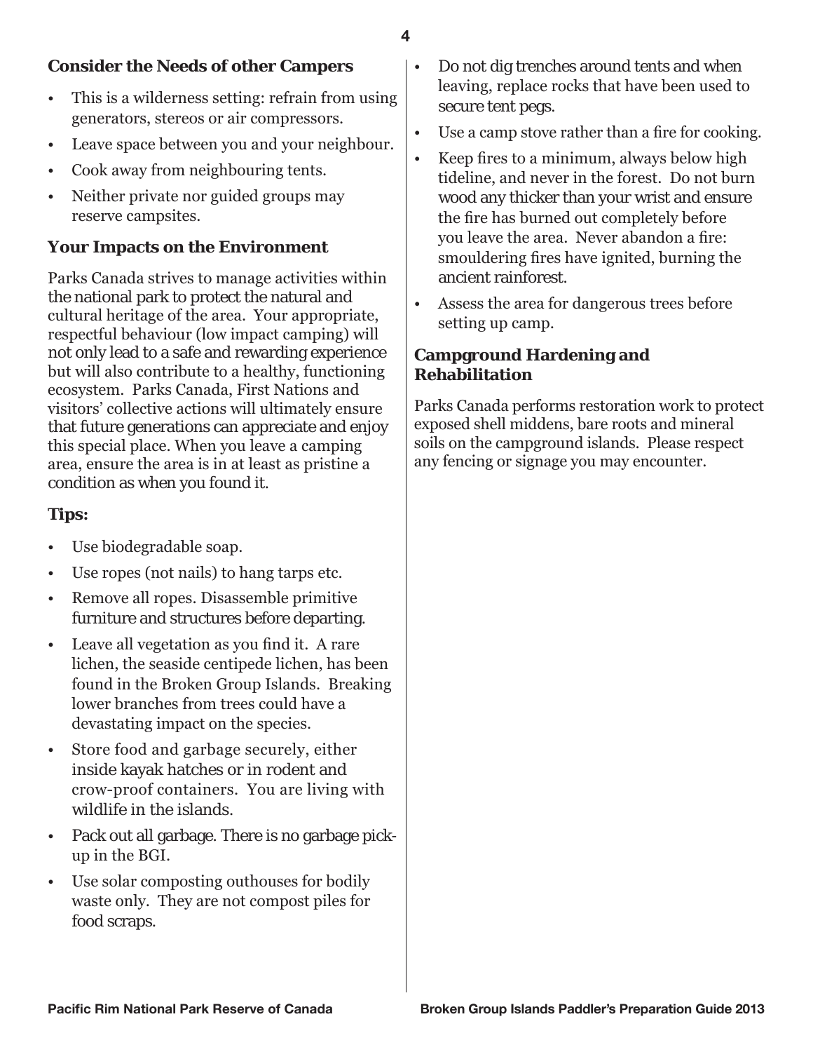## Consider the Needs of other Campers

- This is a wilderness setting: refrain from using generators, stereos or air compressors.
- Leave space between you and your neighbour.
- Cook away from neighbouring tents.
- Neither private nor guided groups may reserve campsites.

## Your Impacts on the Environment

Parks Canada strives to manage activities within the national park to protect the natural and cultural heritage of the area. Your appropriate, respectful behaviour (low impact camping) will not only lead to a safe and rewarding experience but will also contribute to a healthy, functioning ecosystem. Parks Canada, First Nations and visitors' collective actions will ultimately ensure that future generations can appreciate and enjoy this special place. When you leave a camping area, ensure the area is in at least as pristine a condition as when you found it.

## Tips:

- Use biodegradable soap.
- Use ropes (not nails) to hang tarps etc.
- Remove all ropes. Disassemble primitive furniture and structures before departing.
- Leave all vegetation as you find it. A rare lichen, the seaside centipede lichen, has been found in the Broken Group Islands. Breaking lower branches from trees could have a devastating impact on the species.
- Store food and garbage securely, either inside kayak hatches or in rodent and crow-proof containers. You are living with wildlife in the islands.
- Pack out all garbage. There is no garbage pick-up in the BGI.
- Use solar composting outhouses for bodily waste only. They are not compost piles for food scraps.
- Do not dig trenches around tents and when leaving, replace rocks that have been used to secure tent pegs.
- Use a camp stove rather than a fire for cooking.
- Keep fires to a minimum, always below high tideline, and never in the forest. Do not burn wood any thicker than your wrist and ensure the fire has burned out completely before you leave the area. Never abandon a fire: smouldering fires have ignited, burning the ancient rainforest.
- Assess the area for dangerous trees before setting up camp.

## Campground Hardening and Rehabilitation

Parks Canada performs restoration work to protect exposed shell middens, bare roots and mineral soils on the campground islands. Please respect any fencing or signage you may encounter.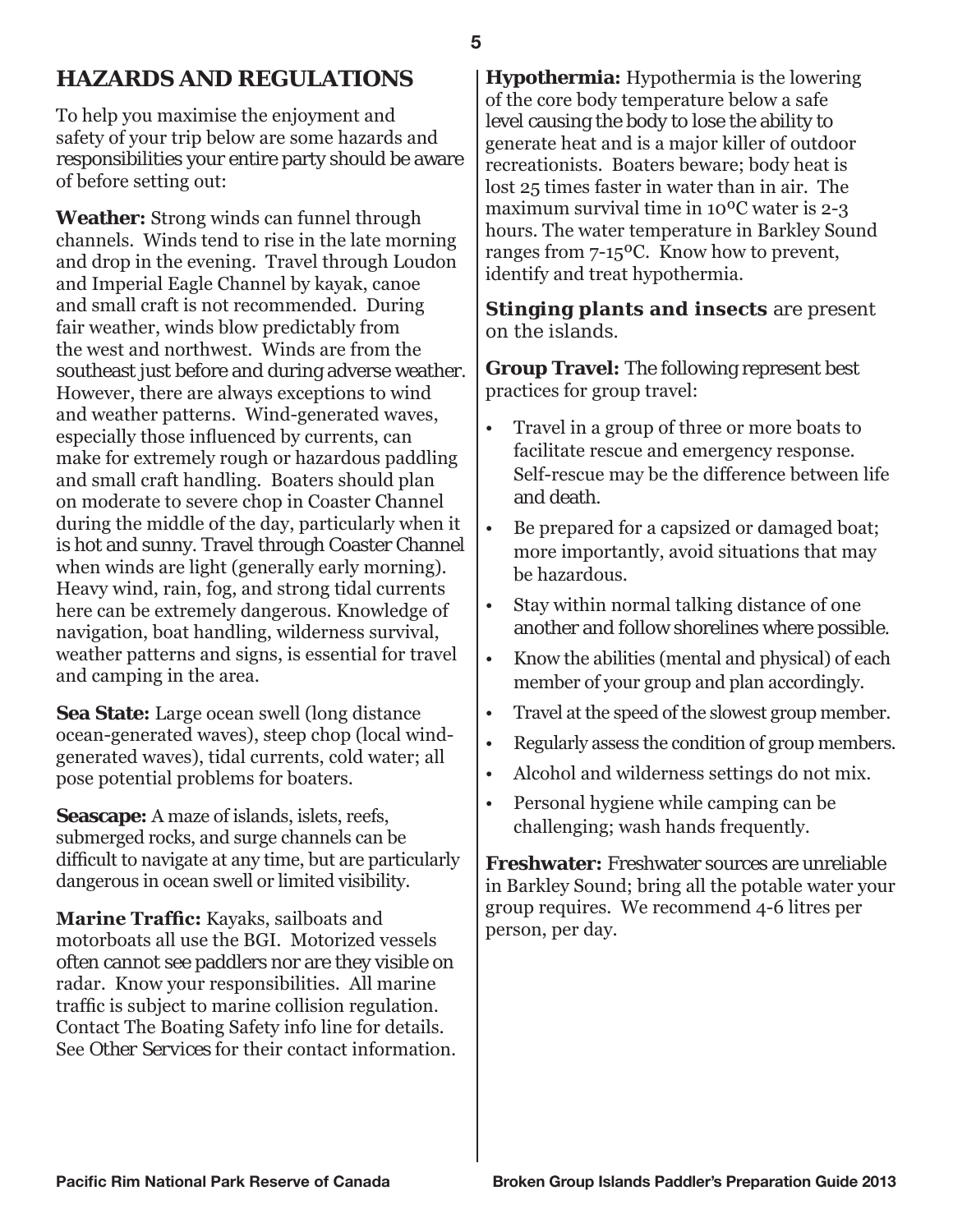## HAZARDS AND REGULATIONS

To help you maximise the enjoyment and safety of your trip below are some hazards and responsibilities your entire party should be aware of before setting out:

**Weather:** Strong winds can funnel through channels. Winds tend to rise in the late morning and drop in the evening. Travel through Loudon and Imperial Eagle Channel by kayak, canoe and small craft is not recommended. During fair weather, winds blow predictably from the west and northwest. Winds are from the southeast just before and during adverse weather. However, there are always exceptions to wind and weather patterns. Wind-generated waves, especially those influenced by currents, can make for extremely rough or hazardous paddling and small craft handling. Boaters should plan on moderate to severe chop in Coaster Channel during the middle of the day, particularly when it is hot and sunny. Travel through Coaster Channel when winds are light (generally early morning). Heavy wind, rain, fog, and strong tidal currents here can be extremely dangerous. Knowledge of navigation, boat handling, wilderness survival, weather patterns and signs, is essential for travel and camping in the area.

**Sea State:** Large ocean swell (long distance ocean-generated waves), steep chop (local wind-generated waves), tidal currents, cold water; all pose potential problems for boaters.

**Seascape:** A maze of islands, islets, reefs, submerged rocks, and surge channels can be difficult to navigate at any time, but are particularly dangerous in ocean swell or limited visibility.

**Marine Traffic:** Kayaks, sailboats and motorboats all use the BGI. Motorized vessels often cannot see paddlers nor are they visible on radar. Know your responsibilities. All marine traffic is subject to marine collision regulation. Contact The Boating Safety info line for details. See Other Services for their contact information.

**Hypothermia:** Hypothermia is the lowering of the core body temperature below a safe level causing the body to lose the ability to generate heat and is a major killer of outdoor recreationists. Boaters beware; body heat is lost 25 times faster in water than in air. The maximum survival time in 10°C water is 2-3 hours. The water temperature in Barkley Sound ranges from 7-15°C. Know how to prevent, identify and treat hypothermia.

**Stinging plants and insects** are present on the islands.

**Group Travel:** The following represent best practices for group travel:

- Travel in a group of three or more boats to facilitate rescue and emergency response. Self-rescue may be the difference between life and death.
- Be prepared for a capsized or damaged boat; more importantly, avoid situations that may be hazardous.
- Stay within normal talking distance of one another and follow shorelines where possible.
- Know the abilities (mental and physical) of each member of your group and plan accordingly.
- Travel at the speed of the slowest group member.
- Regularly assess the condition of group members.
- Alcohol and wilderness settings do not mix.
- Personal hygiene while camping can be challenging; wash hands frequently.

**Freshwater:** Freshwater sources are unreliable in Barkley Sound; bring all the potable water your group requires. We recommend 4-6 litres per person, per day.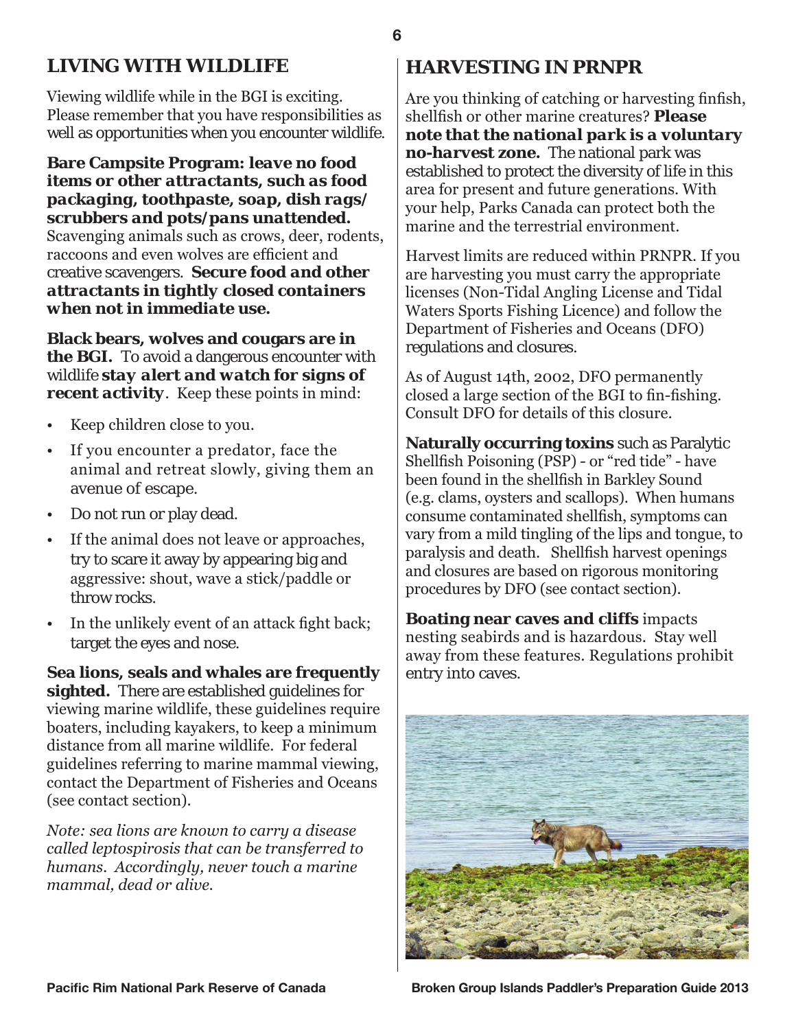## LIVING WITH WILDLIFE

Viewing wildlife while in the BGI is exciting. Please remember that you have responsibilities as well as opportunities when you encounter wildlife.

**Bare Campsite Program: *leave no food items or other attractants, such as food packaging, toothpaste, soap, dish rags/ scrubbers and pots/pans unattended.*** Scavenging animals such as crows, deer, rodents, raccoons and even wolves are efficient and creative scavengers. ***Secure food and other attractants in tightly closed containers when not in immediate use.***

**Black bears, wolves and cougars are in the BGI.** To avoid a dangerous encounter with wildlife ***stay alert and watch for signs of recent activity***. Keep these points in mind:

- Keep children close to you.
- If you encounter a predator, face the animal and retreat slowly, giving them an avenue of escape.
- Do not run or play dead.
- If the animal does not leave or approaches, try to scare it away by appearing big and aggressive: shout, wave a stick/paddle or throw rocks.
- In the unlikely event of an attack fight back; target the eyes and nose.

**Sea lions, seals and whales are frequently sighted.** There are established guidelines for viewing marine wildlife, these guidelines require boaters, including kayakers, to keep a minimum distance from all marine wildlife. For federal guidelines referring to marine mammal viewing, contact the Department of Fisheries and Oceans (see contact section).

*Note: sea lions are known to carry a disease called leptospirosis that can be transferred to humans. Accordingly, never touch a marine mammal, dead or alive.*

## HARVESTING IN PRNPR

Are you thinking of catching or harvesting finfish, shellfish or other marine creatures? ***Please note that the national park is a voluntary no-harvest zone.*** The national park was established to protect the diversity of life in this area for present and future generations. With your help, Parks Canada can protect both the marine and the terrestrial environment.

Harvest limits are reduced within PRNPR. If you are harvesting you must carry the appropriate licenses (Non-Tidal Angling License and Tidal Waters Sports Fishing Licence) and follow the Department of Fisheries and Oceans (DFO) regulations and closures.

As of August 14th, 2002, DFO permanently closed a large section of the BGI to fin-fishing. Consult DFO for details of this closure.

**Naturally occurring toxins** such as Paralytic Shellfish Poisoning (PSP) - or "red tide" - have been found in the shellfish in Barkley Sound (e.g. clams, oysters and scallops). When humans consume contaminated shellfish, symptoms can vary from a mild tingling of the lips and tongue, to paralysis and death. Shellfish harvest openings and closures are based on rigorous monitoring procedures by DFO (see contact section).

**Boating near caves and cliffs** impacts nesting seabirds and is hazardous. Stay well away from these features. Regulations prohibit entry into caves.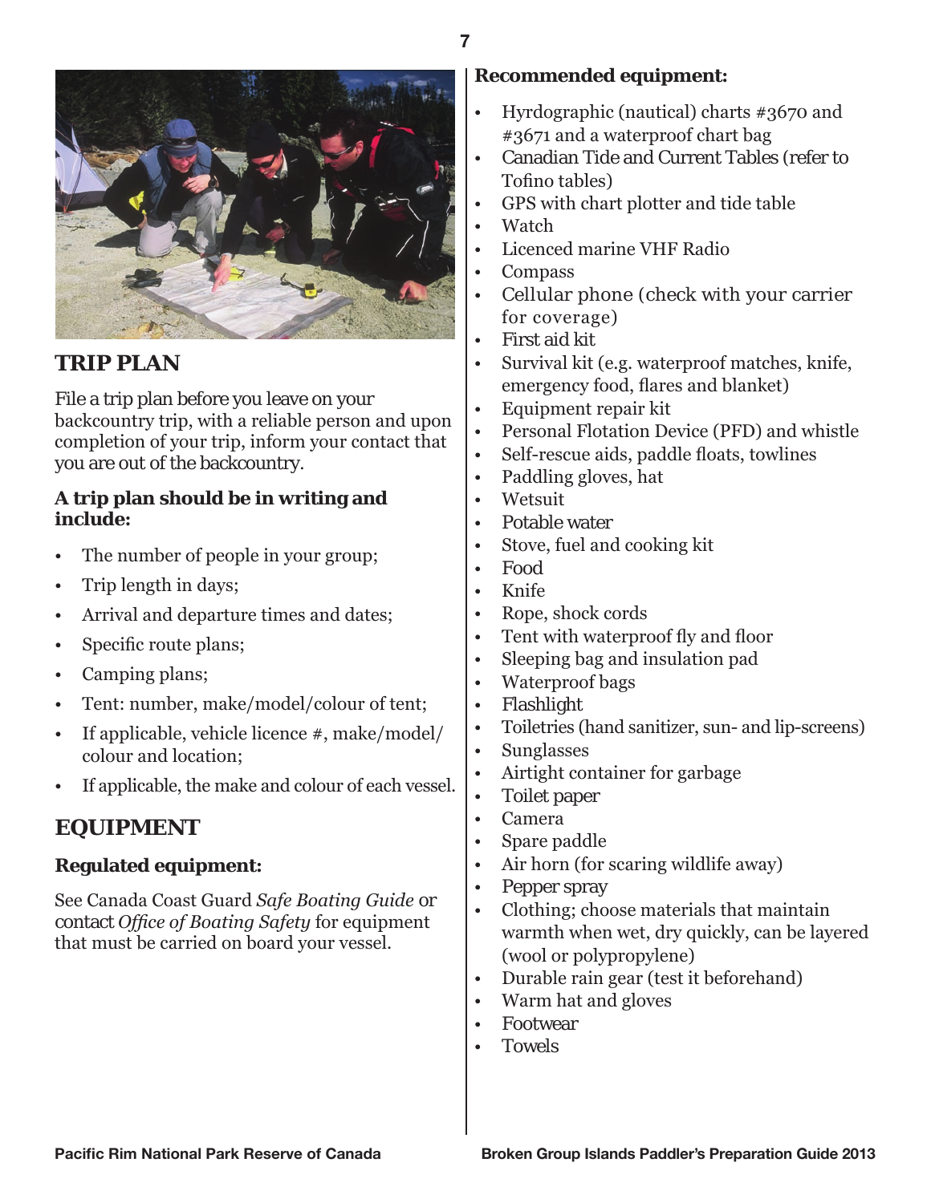## TRIP PLAN

File a trip plan before you leave on your backcountry trip, with a reliable person and upon completion of your trip, inform your contact that you are out of the backcountry.

**A trip plan should be in writing and include:**

- The number of people in your group;
- Trip length in days;
- Arrival and departure times and dates;
- Specific route plans;
- Camping plans;
- Tent: number, make/model/colour of tent;
- If applicable, vehicle licence #, make/model/colour and location;
- If applicable, the make and colour of each vessel.

## EQUIPMENT

### Regulated equipment:

See Canada Coast Guard *Safe Boating Guide* or contact *Office of Boating Safety* for equipment that must be carried on board your vessel.

### Recommended equipment:

- Hyrdographic (nautical) charts #3670 and #3671 and a waterproof chart bag
- Canadian Tide and Current Tables (refer to Tofino tables)
- GPS with chart plotter and tide table
- Watch
- Licenced marine VHF Radio
- Compass
- Cellular phone (check with your carrier for coverage)
- First aid kit
- Survival kit (e.g. waterproof matches, knife, emergency food, flares and blanket)
- Equipment repair kit
- Personal Flotation Device (PFD) and whistle
- Self-rescue aids, paddle floats, towlines
- Paddling gloves, hat
- Wetsuit
- Potable water
- Stove, fuel and cooking kit
- Food
- Knife
- Rope, shock cords
- Tent with waterproof fly and floor
- Sleeping bag and insulation pad
- Waterproof bags
- Flashlight
- Toiletries (hand sanitizer, sun- and lip-screens)
- Sunglasses
- Airtight container for garbage
- Toilet paper
- Camera
- Spare paddle
- Air horn (for scaring wildlife away)
- Pepper spray
- Clothing; choose materials that maintain warmth when wet, dry quickly, can be layered (wool or polypropylene)
- Durable rain gear (test it beforehand)
- Warm hat and gloves
- Footwear
- Towels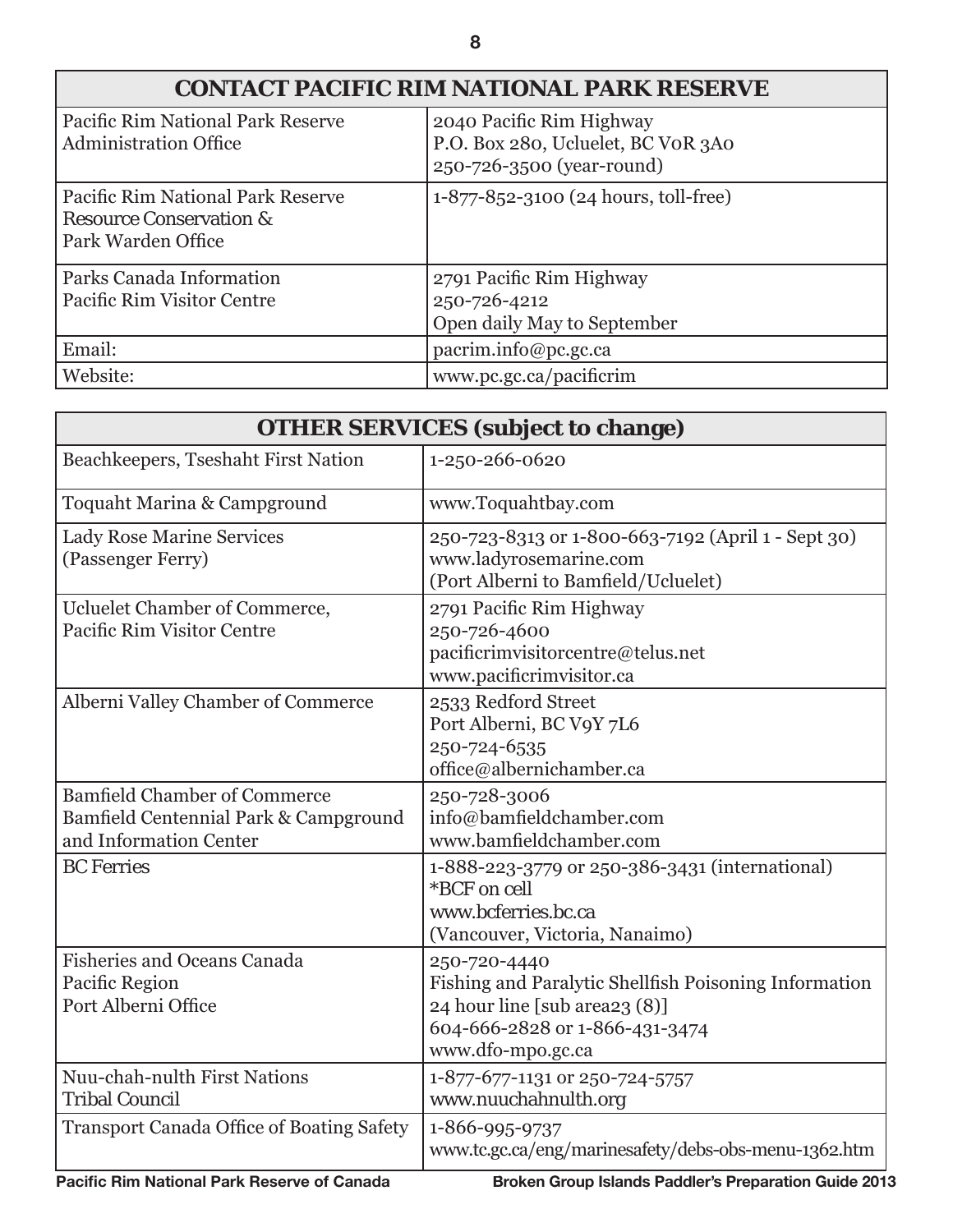| CONTACT PACIFIC RIM NATIONAL PARK RESERVE | |
|---|---|
| Pacific Rim National Park Reserve Administration Office | 2040 Pacific Rim Highway<br>P.O. Box 280, Ucluelet, BC V0R 3A0<br>250-726-3500 (year-round) |
| Pacific Rim National Park Reserve Resource Conservation & Park Warden Office | 1-877-852-3100 (24 hours, toll-free) |
| Parks Canada Information Pacific Rim Visitor Centre | 2791 Pacific Rim Highway<br>250-726-4212<br>Open daily May to September |
| Email: | pacrim.info@pc.gc.ca |
| Website: | www.pc.gc.ca/pacificrim |

| OTHER SERVICES (subject to change) | |
|---|---|
| Beachkeepers, Tseshaht First Nation | 1-250-266-0620 |
| Toquaht Marina & Campground | www.Toquahtbay.com |
| Lady Rose Marine Services (Passenger Ferry) | 250-723-8313 or 1-800-663-7192 (April 1 - Sept 30)<br>www.ladyrosemarine.com<br>(Port Alberni to Bamfield/Ucluelet) |
| Ucluelet Chamber of Commerce, Pacific Rim Visitor Centre | 2791 Pacific Rim Highway<br>250-726-4600<br>pacificrimvisitorcentre@telus.net<br>www.pacificrimvisitor.ca |
| Alberni Valley Chamber of Commerce | 2533 Redford Street<br>Port Alberni, BC V9Y 7L6<br>250-724-6535<br>office@albernichamber.ca |
| Bamfield Chamber of Commerce<br>Bamfield Centennial Park & Campground and Information Center | 250-728-3006<br>info@bamfieldchamber.com<br>www.bamfieldchamber.com |
| BC Ferries | 1-888-223-3779 or 250-386-3431 (international)<br>*BCF on cell<br>www.bcferries.bc.ca<br>(Vancouver, Victoria, Nanaimo) |
| Fisheries and Oceans Canada<br>Pacific Region<br>Port Alberni Office | 250-720-4440<br>Fishing and Paralytic Shellfish Poisoning Information<br>24 hour line [sub area23 (8)]<br>604-666-2828 or 1-866-431-3474<br>www.dfo-mpo.gc.ca |
| Nuu-chah-nulth First Nations Tribal Council | 1-877-677-1131 or 250-724-5757<br>www.nuuchahnulth.org |
| Transport Canada Office of Boating Safety | 1-866-995-9737<br>www.tc.gc.ca/eng/marinesafety/debs-obs-menu-1362.htm |